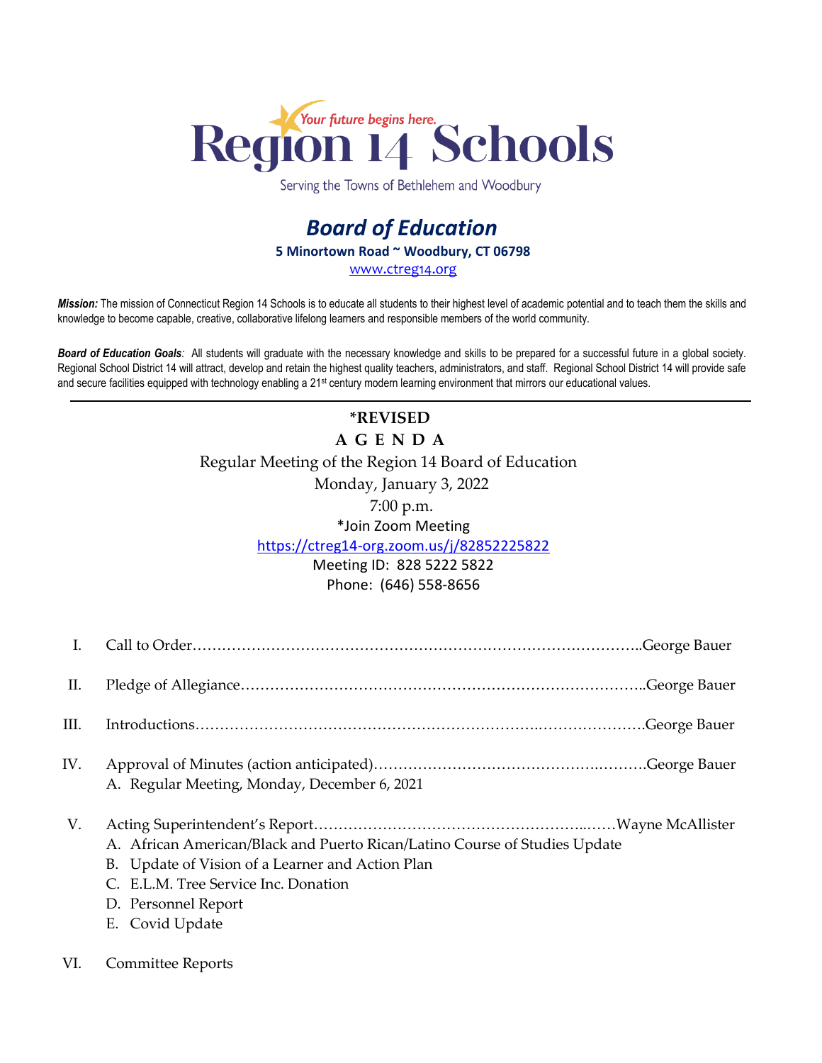Your future begins here.

# Region 14 Schools

Serving the Towns of Bethlehem and Woodbury

## *Board of Education*

**5 Minortown Road ~ Woodbury, CT 06798**

www.ctreg14.org

***Mission:*** The mission of Connecticut Region 14 Schools is to educate all students to their highest level of academic potential and to teach them the skills and knowledge to become capable, creative, collaborative lifelong learners and responsible members of the world community.

***Board of Education Goals:*** All students will graduate with the necessary knowledge and skills to be prepared for a successful future in a global society. Regional School District 14 will attract, develop and retain the highest quality teachers, administrators, and staff. Regional School District 14 will provide safe and secure facilities equipped with technology enabling a 21st century modern learning environment that mirrors our educational values.

---

**\*REVISED**

**A G E N D A**

Regular Meeting of the Region 14 Board of Education

Monday, January 3, 2022

7:00 p.m.

*Join Zoom Meeting

https://ctreg14-org.zoom.us/j/82852225822

Meeting ID: 828 5222 5822

Phone: (646) 558-8656

I. Call to Order……………………………………………………………………………..George Bauer

II. Pledge of Allegiance……………………………………………………………………..George Bauer

III. Introductions…………………………………………………………….…………………George Bauer

IV. Approval of Minutes (action anticipated)……………………………………….……….George Bauer
   - A. Regular Meeting, Monday, December 6, 2021

V. Acting Superintendent's Report……………………………………………..……Wayne McAllister
   - A. African American/Black and Puerto Rican/Latino Course of Studies Update
   - B. Update of Vision of a Learner and Action Plan
   - C. E.L.M. Tree Service Inc. Donation
   - D. Personnel Report
   - E. Covid Update

VI. Committee Reports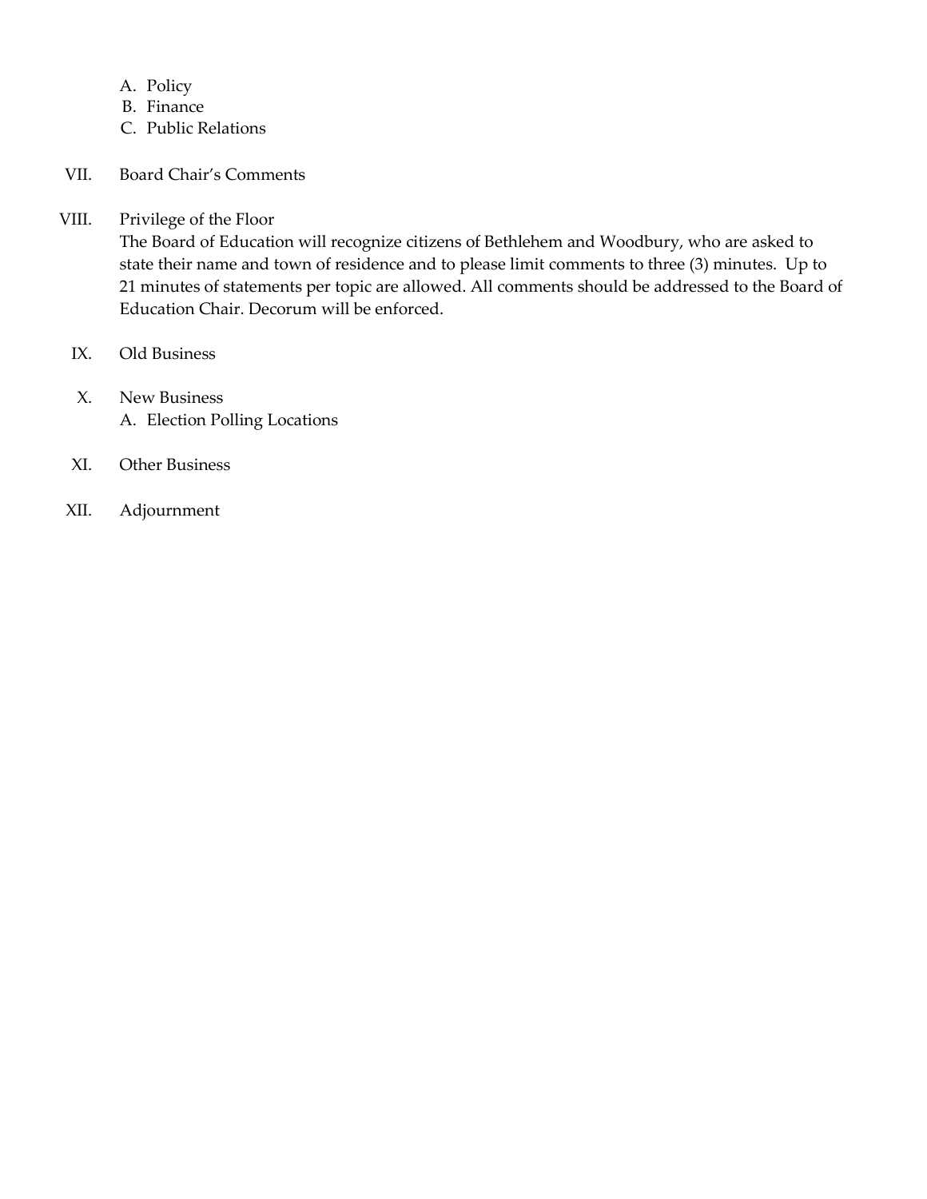A. Policy
B. Finance
C. Public Relations

VII. Board Chair's Comments

VIII. Privilege of the Floor

The Board of Education will recognize citizens of Bethlehem and Woodbury, who are asked to state their name and town of residence and to please limit comments to three (3) minutes. Up to 21 minutes of statements per topic are allowed. All comments should be addressed to the Board of Education Chair. Decorum will be enforced.

IX. Old Business

X. New Business

A. Election Polling Locations

XI. Other Business

XII. Adjournment